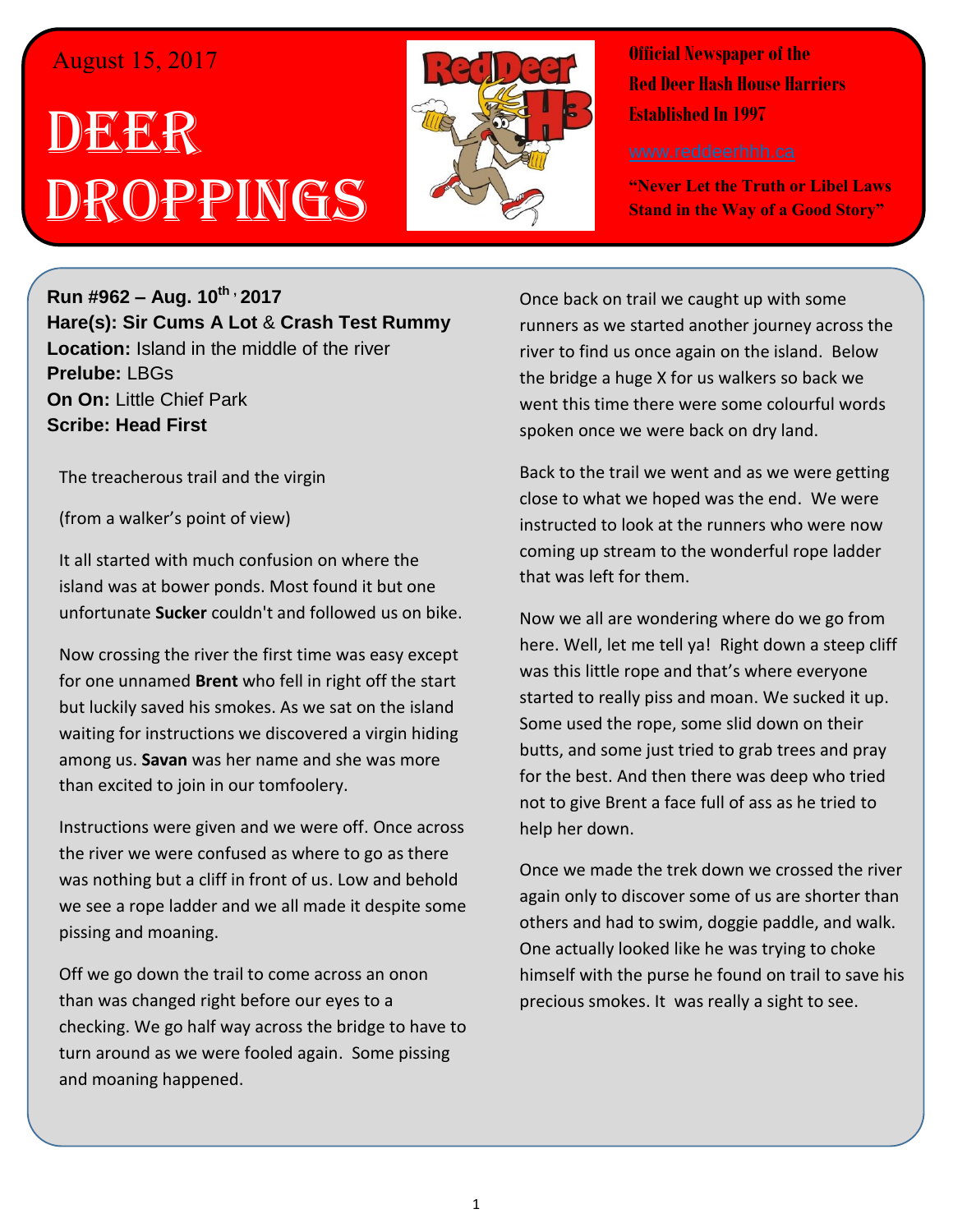August 15, 2017

# Deer Droppings

**Official Newspaper of the Red Deer Hash House Harriers Established In 1997**

www.reddeerhhh.ca

**"Never Let the Truth or Libel Laws Stand in the Way of a Good Story"**

**Run #962 – Aug. 10th, 2017**
**Hare(s): Sir Cums A Lot** & **Crash Test Rummy**
**Location:** Island in the middle of the river
**Prelube:** LBGs
**On On:** Little Chief Park
**Scribe: Head First**

The treacherous trail and the virgin

(from a walker's point of view)

It all started with much confusion on where the island was at bower ponds. Most found it but one unfortunate **Sucker** couldn't and followed us on bike.

Now crossing the river the first time was easy except for one unnamed **Brent** who fell in right off the start but luckily saved his smokes. As we sat on the island waiting for instructions we discovered a virgin hiding among us. **Savan** was her name and she was more than excited to join in our tomfoolery.

Instructions were given and we were off. Once across the river we were confused as where to go as there was nothing but a cliff in front of us. Low and behold we see a rope ladder and we all made it despite some pissing and moaning.

Off we go down the trail to come across an onon than was changed right before our eyes to a checking. We go half way across the bridge to have to turn around as we were fooled again. Some pissing and moaning happened.

Once back on trail we caught up with some runners as we started another journey across the river to find us once again on the island. Below the bridge a huge X for us walkers so back we went this time there were some colourful words spoken once we were back on dry land.

Back to the trail we went and as we were getting close to what we hoped was the end. We were instructed to look at the runners who were now coming up stream to the wonderful rope ladder that was left for them.

Now we all are wondering where do we go from here. Well, let me tell ya! Right down a steep cliff was this little rope and that's where everyone started to really piss and moan. We sucked it up. Some used the rope, some slid down on their butts, and some just tried to grab trees and pray for the best. And then there was deep who tried not to give Brent a face full of ass as he tried to help her down.

Once we made the trek down we crossed the river again only to discover some of us are shorter than others and had to swim, doggie paddle, and walk. One actually looked like he was trying to choke himself with the purse he found on trail to save his precious smokes. It was really a sight to see.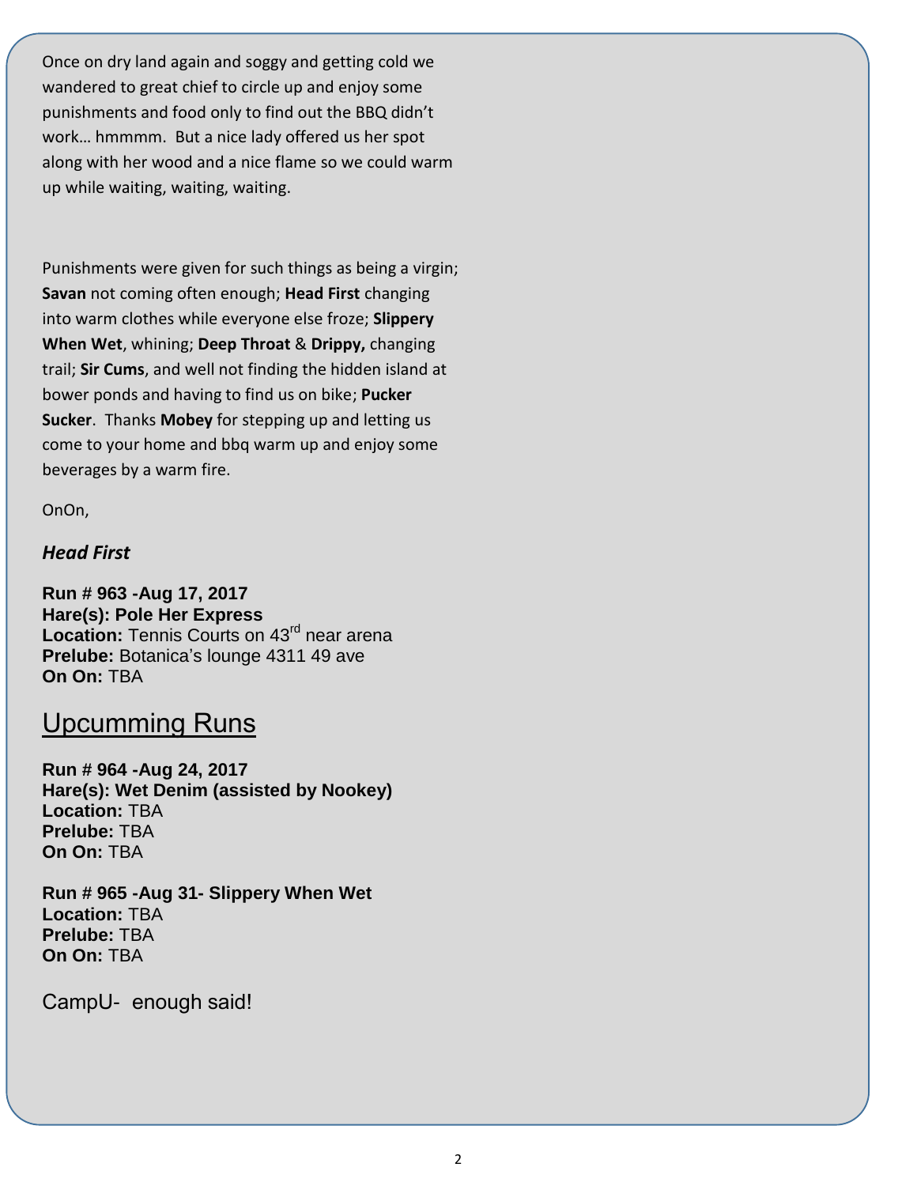Once on dry land again and soggy and getting cold we wandered to great chief to circle up and enjoy some punishments and food only to find out the BBQ didn't work… hmmmm. But a nice lady offered us her spot along with her wood and a nice flame so we could warm up while waiting, waiting, waiting.

Punishments were given for such things as being a virgin; **Savan** not coming often enough; **Head First** changing into warm clothes while everyone else froze; **Slippery When Wet**, whining; **Deep Throat** & **Drippy,** changing trail; **Sir Cums**, and well not finding the hidden island at bower ponds and having to find us on bike; **Pucker Sucker**. Thanks **Mobey** for stepping up and letting us come to your home and bbq warm up and enjoy some beverages by a warm fire.

OnOn,

***Head First***

**Run # 963 -Aug 17, 2017**
**Hare(s): Pole Her Express**
**Location:** Tennis Courts on 43rd near arena
**Prelube:** Botanica's lounge 4311 49 ave
**On On:** TBA

## Upcumming Runs

**Run # 964 -Aug 24, 2017**
**Hare(s): Wet Denim (assisted by Nookey)**
**Location:** TBA
**Prelube:** TBA
**On On:** TBA

**Run # 965 -Aug 31- Slippery When Wet**
**Location:** TBA
**Prelube:** TBA
**On On:** TBA

CampU- enough said!